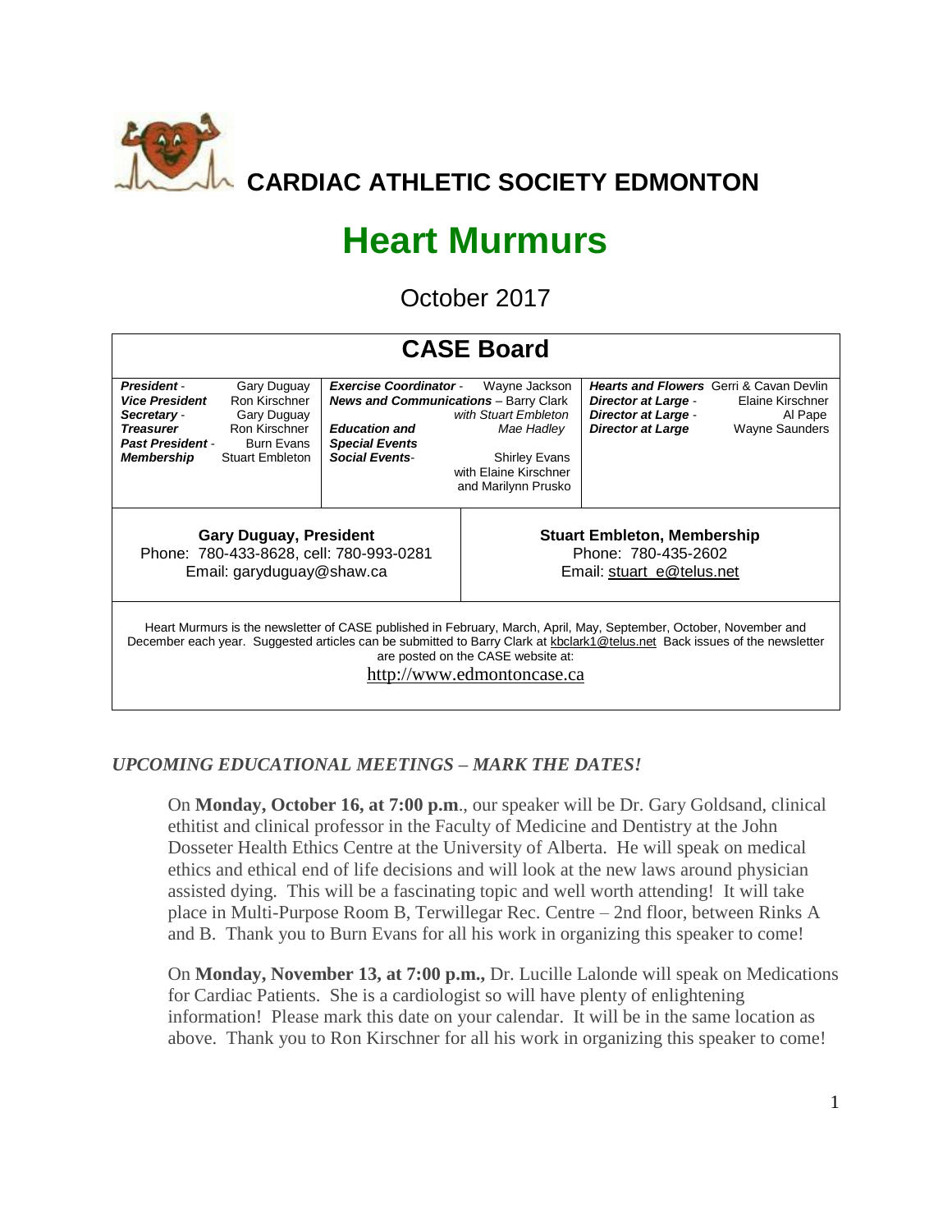# CARDIAC ATHLETIC SOCIETY EDMONTON

# Heart Murmurs

October 2017

## CASE Board

| | | | | | |
|---|---|---|---|---|---|
| ***President*** - | Gary Duguay | ***Exercise Coordinator*** - | Wayne Jackson | ***Hearts and Flowers*** | Gerri & Cavan Devlin |
| ***Vice President*** | Ron Kirschner | ***News and Communications*** – | Barry Clark *with Stuart Embleton* | ***Director at Large*** - | Elaine Kirschner |
| ***Secretary*** - | Gary Duguay | | | ***Director at Large*** - | Al Pape |
| ***Treasurer*** | Ron Kirschner | ***Education and Special Events*** | *Mae Hadley* | ***Director at Large*** | Wayne Saunders |
| ***Past President*** - | Burn Evans | ***Social Events***- | Shirley Evans with Elaine Kirschner and Marilynn Prusko | | |
| ***Membership*** | Stuart Embleton | | | | |

**Gary Duguay, President**
Phone: 780-433-8628, cell: 780-993-0281
Email: garyduguay@shaw.ca

**Stuart Embleton, Membership**
Phone: 780-435-2602
Email: stuart_e@telus.net

Heart Murmurs is the newsletter of CASE published in February, March, April, May, September, October, November and December each year. Suggested articles can be submitted to Barry Clark at kbclark1@telus.net Back issues of the newsletter are posted on the CASE website at:
http://www.edmontoncase.ca

### *UPCOMING EDUCATIONAL MEETINGS – MARK THE DATES!*

On **Monday, October 16, at 7:00 p.m**., our speaker will be Dr. Gary Goldsand, clinical ethitist and clinical professor in the Faculty of Medicine and Dentistry at the John Dosseter Health Ethics Centre at the University of Alberta. He will speak on medical ethics and ethical end of life decisions and will look at the new laws around physician assisted dying. This will be a fascinating topic and well worth attending! It will take place in Multi-Purpose Room B, Terwillegar Rec. Centre – 2nd floor, between Rinks A and B. Thank you to Burn Evans for all his work in organizing this speaker to come!

On **Monday, November 13, at 7:00 p.m.,** Dr. Lucille Lalonde will speak on Medications for Cardiac Patients. She is a cardiologist so will have plenty of enlightening information! Please mark this date on your calendar. It will be in the same location as above. Thank you to Ron Kirschner for all his work in organizing this speaker to come!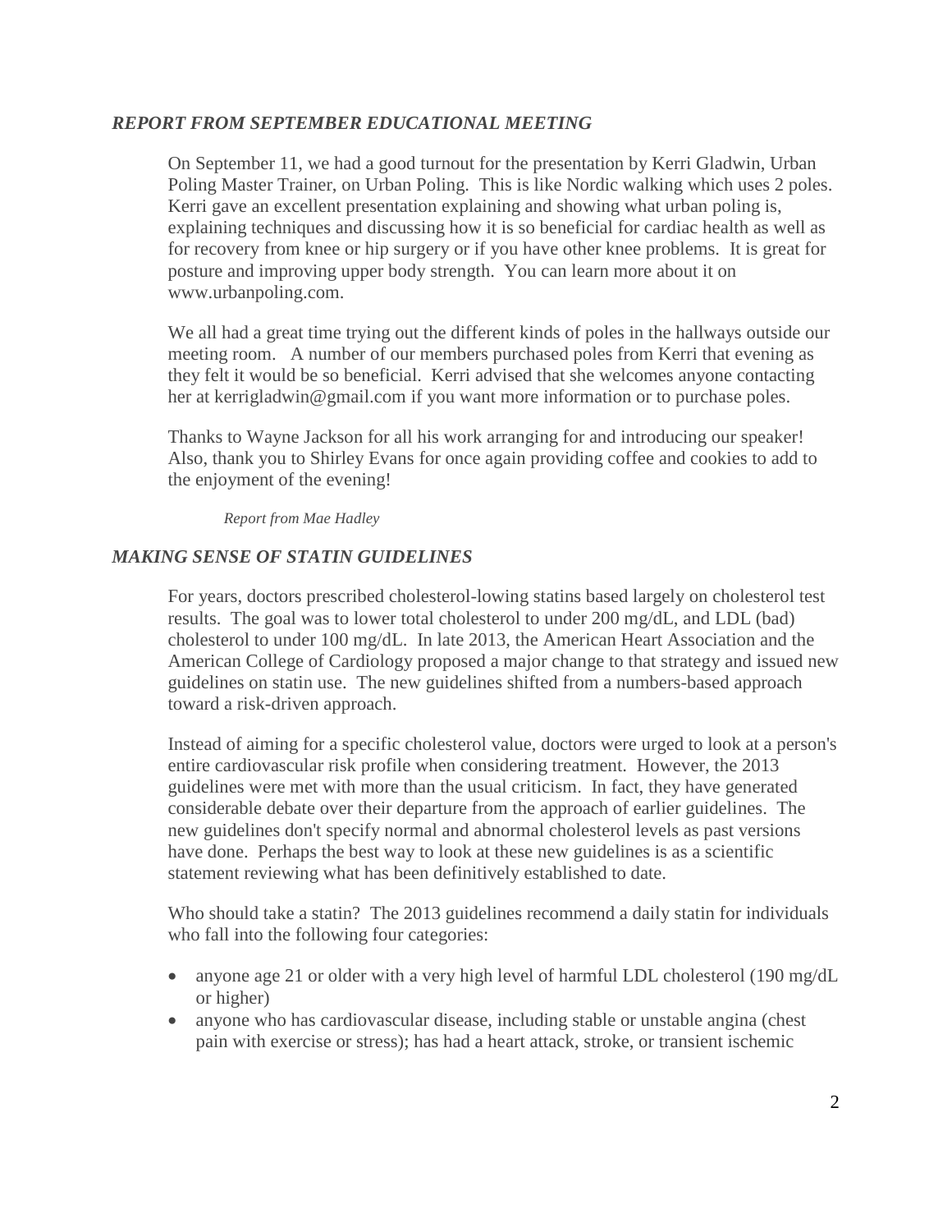## *REPORT FROM SEPTEMBER EDUCATIONAL MEETING*

On September 11, we had a good turnout for the presentation by Kerri Gladwin, Urban Poling Master Trainer, on Urban Poling. This is like Nordic walking which uses 2 poles. Kerri gave an excellent presentation explaining and showing what urban poling is, explaining techniques and discussing how it is so beneficial for cardiac health as well as for recovery from knee or hip surgery or if you have other knee problems. It is great for posture and improving upper body strength. You can learn more about it on www.urbanpoling.com.

We all had a great time trying out the different kinds of poles in the hallways outside our meeting room. A number of our members purchased poles from Kerri that evening as they felt it would be so beneficial. Kerri advised that she welcomes anyone contacting her at kerrigladwin@gmail.com if you want more information or to purchase poles.

Thanks to Wayne Jackson for all his work arranging for and introducing our speaker! Also, thank you to Shirley Evans for once again providing coffee and cookies to add to the enjoyment of the evening!

*Report from Mae Hadley*

## *MAKING SENSE OF STATIN GUIDELINES*

For years, doctors prescribed cholesterol-lowing statins based largely on cholesterol test results. The goal was to lower total cholesterol to under 200 mg/dL, and LDL (bad) cholesterol to under 100 mg/dL. In late 2013, the American Heart Association and the American College of Cardiology proposed a major change to that strategy and issued new guidelines on statin use. The new guidelines shifted from a numbers-based approach toward a risk-driven approach.

Instead of aiming for a specific cholesterol value, doctors were urged to look at a person's entire cardiovascular risk profile when considering treatment. However, the 2013 guidelines were met with more than the usual criticism. In fact, they have generated considerable debate over their departure from the approach of earlier guidelines. The new guidelines don't specify normal and abnormal cholesterol levels as past versions have done. Perhaps the best way to look at these new guidelines is as a scientific statement reviewing what has been definitively established to date.

Who should take a statin? The 2013 guidelines recommend a daily statin for individuals who fall into the following four categories:

- anyone age 21 or older with a very high level of harmful LDL cholesterol (190 mg/dL or higher)
- anyone who has cardiovascular disease, including stable or unstable angina (chest pain with exercise or stress); has had a heart attack, stroke, or transient ischemic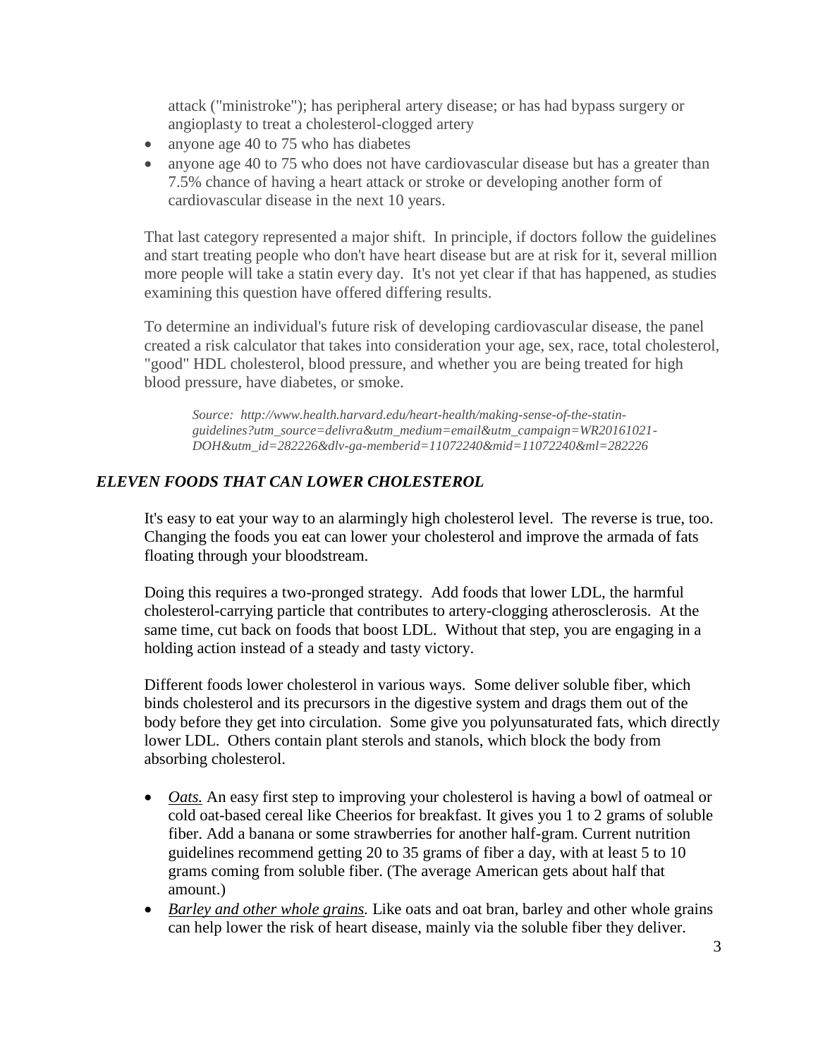attack ("ministroke"); has peripheral artery disease; or has had bypass surgery or angioplasty to treat a cholesterol-clogged artery

- anyone age 40 to 75 who has diabetes
- anyone age 40 to 75 who does not have cardiovascular disease but has a greater than 7.5% chance of having a heart attack or stroke or developing another form of cardiovascular disease in the next 10 years.

That last category represented a major shift. In principle, if doctors follow the guidelines and start treating people who don't have heart disease but are at risk for it, several million more people will take a statin every day. It's not yet clear if that has happened, as studies examining this question have offered differing results.

To determine an individual's future risk of developing cardiovascular disease, the panel created a risk calculator that takes into consideration your age, sex, race, total cholesterol, "good" HDL cholesterol, blood pressure, and whether you are being treated for high blood pressure, have diabetes, or smoke.

*Source: http://www.health.harvard.edu/heart-health/making-sense-of-the-statin-guidelines?utm_source=delivra&utm_medium=email&utm_campaign=WR20161021-DOH&utm_id=282226&dlv-ga-memberid=11072240&mid=11072240&ml=282226*

## *ELEVEN FOODS THAT CAN LOWER CHOLESTEROL*

It's easy to eat your way to an alarmingly high cholesterol level. The reverse is true, too. Changing the foods you eat can lower your cholesterol and improve the armada of fats floating through your bloodstream.

Doing this requires a two-pronged strategy. Add foods that lower LDL, the harmful cholesterol-carrying particle that contributes to artery-clogging atherosclerosis. At the same time, cut back on foods that boost LDL. Without that step, you are engaging in a holding action instead of a steady and tasty victory.

Different foods lower cholesterol in various ways. Some deliver soluble fiber, which binds cholesterol and its precursors in the digestive system and drags them out of the body before they get into circulation. Some give you polyunsaturated fats, which directly lower LDL. Others contain plant sterols and stanols, which block the body from absorbing cholesterol.

- *Oats.* An easy first step to improving your cholesterol is having a bowl of oatmeal or cold oat-based cereal like Cheerios for breakfast. It gives you 1 to 2 grams of soluble fiber. Add a banana or some strawberries for another half-gram. Current nutrition guidelines recommend getting 20 to 35 grams of fiber a day, with at least 5 to 10 grams coming from soluble fiber. (The average American gets about half that amount.)
- *Barley and other whole grains.* Like oats and oat bran, barley and other whole grains can help lower the risk of heart disease, mainly via the soluble fiber they deliver.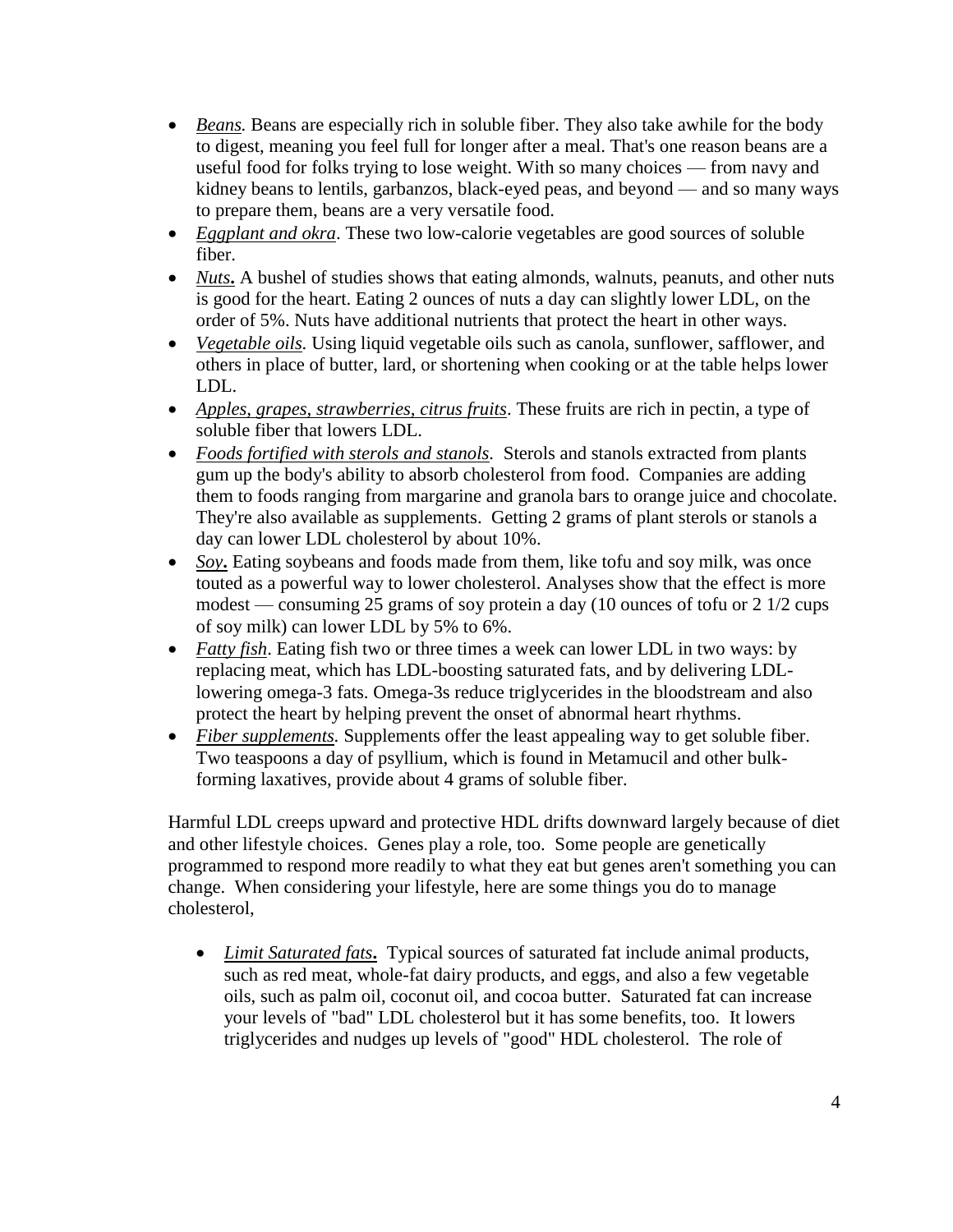- *Beans.* Beans are especially rich in soluble fiber. They also take awhile for the body to digest, meaning you feel full for longer after a meal. That's one reason beans are a useful food for folks trying to lose weight. With so many choices — from navy and kidney beans to lentils, garbanzos, black-eyed peas, and beyond — and so many ways to prepare them, beans are a very versatile food.
- *Eggplant and okra*. These two low-calorie vegetables are good sources of soluble fiber.
- ***Nuts.*** A bushel of studies shows that eating almonds, walnuts, peanuts, and other nuts is good for the heart. Eating 2 ounces of nuts a day can slightly lower LDL, on the order of 5%. Nuts have additional nutrients that protect the heart in other ways.
- *Vegetable oils.* Using liquid vegetable oils such as canola, sunflower, safflower, and others in place of butter, lard, or shortening when cooking or at the table helps lower LDL.
- *Apples, grapes, strawberries, citrus fruits*. These fruits are rich in pectin, a type of soluble fiber that lowers LDL.
- *Foods fortified with sterols and stanols.* Sterols and stanols extracted from plants gum up the body's ability to absorb cholesterol from food. Companies are adding them to foods ranging from margarine and granola bars to orange juice and chocolate. They're also available as supplements. Getting 2 grams of plant sterols or stanols a day can lower LDL cholesterol by about 10%.
- ***Soy.*** Eating soybeans and foods made from them, like tofu and soy milk, was once touted as a powerful way to lower cholesterol. Analyses show that the effect is more modest — consuming 25 grams of soy protein a day (10 ounces of tofu or 2 1/2 cups of soy milk) can lower LDL by 5% to 6%.
- *Fatty fish*. Eating fish two or three times a week can lower LDL in two ways: by replacing meat, which has LDL-boosting saturated fats, and by delivering LDL-lowering omega-3 fats. Omega-3s reduce triglycerides in the bloodstream and also protect the heart by helping prevent the onset of abnormal heart rhythms.
- *Fiber supplements.* Supplements offer the least appealing way to get soluble fiber. Two teaspoons a day of psyllium, which is found in Metamucil and other bulk-forming laxatives, provide about 4 grams of soluble fiber.

Harmful LDL creeps upward and protective HDL drifts downward largely because of diet and other lifestyle choices. Genes play a role, too. Some people are genetically programmed to respond more readily to what they eat but genes aren't something you can change. When considering your lifestyle, here are some things you do to manage cholesterol,

- ***Limit Saturated fats.*** Typical sources of saturated fat include animal products, such as red meat, whole-fat dairy products, and eggs, and also a few vegetable oils, such as palm oil, coconut oil, and cocoa butter. Saturated fat can increase your levels of "bad" LDL cholesterol but it has some benefits, too. It lowers triglycerides and nudges up levels of "good" HDL cholesterol. The role of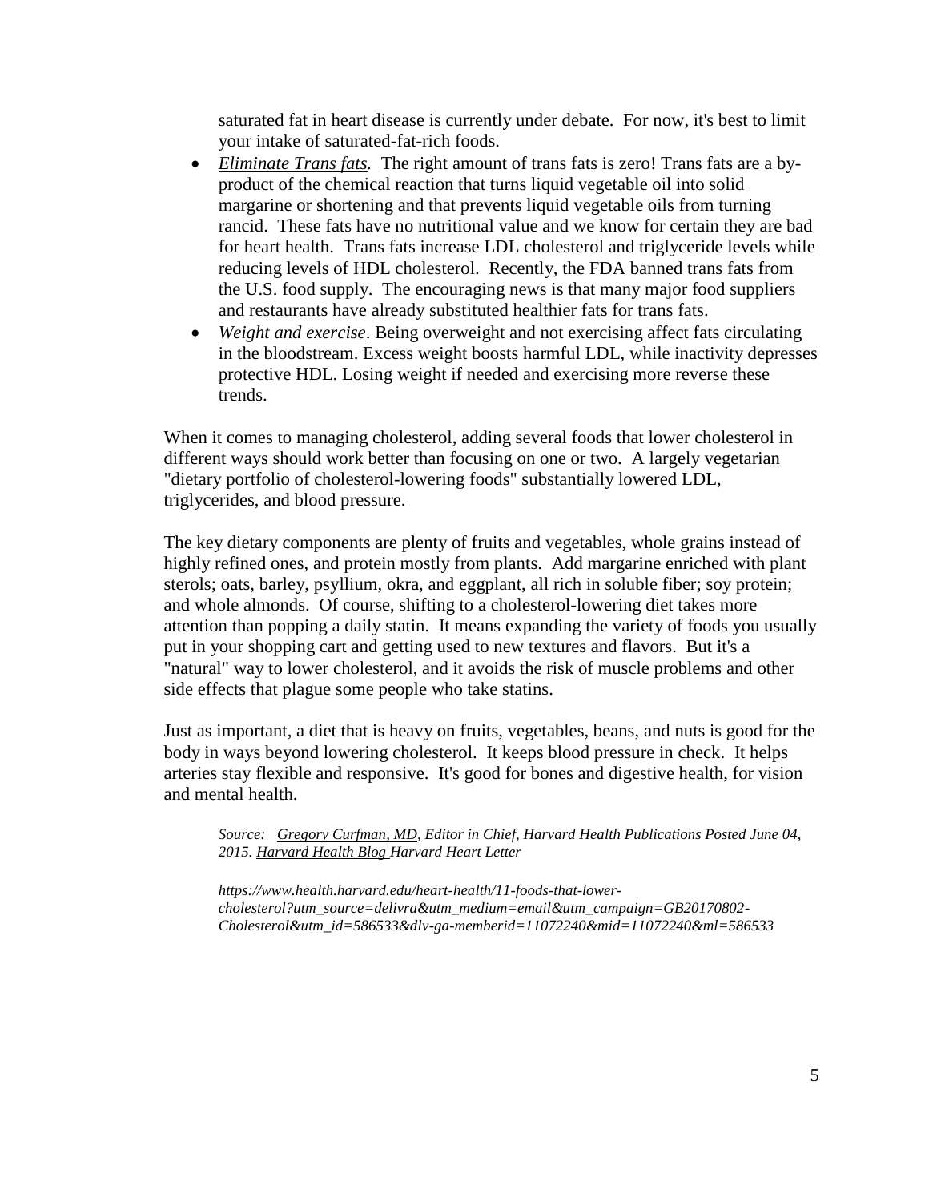saturated fat in heart disease is currently under debate. For now, it's best to limit your intake of saturated-fat-rich foods.

- *Eliminate Trans fats.* The right amount of trans fats is zero! Trans fats are a by-product of the chemical reaction that turns liquid vegetable oil into solid margarine or shortening and that prevents liquid vegetable oils from turning rancid. These fats have no nutritional value and we know for certain they are bad for heart health. Trans fats increase LDL cholesterol and triglyceride levels while reducing levels of HDL cholesterol. Recently, the FDA banned trans fats from the U.S. food supply. The encouraging news is that many major food suppliers and restaurants have already substituted healthier fats for trans fats.
- *Weight and exercise*. Being overweight and not exercising affect fats circulating in the bloodstream. Excess weight boosts harmful LDL, while inactivity depresses protective HDL. Losing weight if needed and exercising more reverse these trends.

When it comes to managing cholesterol, adding several foods that lower cholesterol in different ways should work better than focusing on one or two. A largely vegetarian "dietary portfolio of cholesterol-lowering foods" substantially lowered LDL, triglycerides, and blood pressure.

The key dietary components are plenty of fruits and vegetables, whole grains instead of highly refined ones, and protein mostly from plants. Add margarine enriched with plant sterols; oats, barley, psyllium, okra, and eggplant, all rich in soluble fiber; soy protein; and whole almonds. Of course, shifting to a cholesterol-lowering diet takes more attention than popping a daily statin. It means expanding the variety of foods you usually put in your shopping cart and getting used to new textures and flavors. But it's a "natural" way to lower cholesterol, and it avoids the risk of muscle problems and other side effects that plague some people who take statins.

Just as important, a diet that is heavy on fruits, vegetables, beans, and nuts is good for the body in ways beyond lowering cholesterol. It keeps blood pressure in check. It helps arteries stay flexible and responsive. It's good for bones and digestive health, for vision and mental health.

*Source: Gregory Curfman, MD, Editor in Chief, Harvard Health Publications Posted June 04, 2015. Harvard Health Blog Harvard Heart Letter*

*https://www.health.harvard.edu/heart-health/11-foods-that-lower-cholesterol?utm_source=delivra&utm_medium=email&utm_campaign=GB20170802-Cholesterol&utm_id=586533&dlv-ga-memberid=11072240&mid=11072240&ml=586533*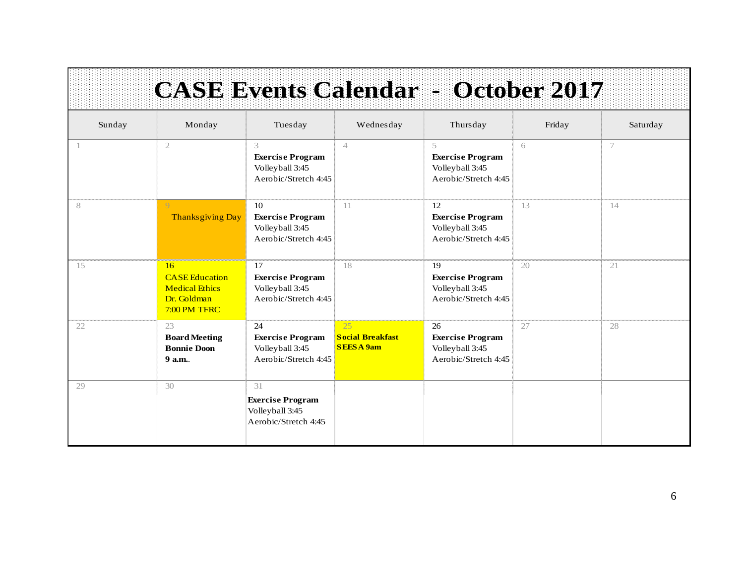# CASE Events Calendar - October 2017

| Sunday | Monday | Tuesday | Wednesday | Thursday | Friday | Saturday |
|---|---|---|---|---|---|---|
| 1 | 2 | 3<br>**Exercise Program**<br>Volleyball 3:45<br>Aerobic/Stretch 4:45 | 4 | 5<br>**Exercise Program**<br>Volleyball 3:45<br>Aerobic/Stretch 4:45 | 6 | 7 |
| 8 | 9<br>Thanksgiving Day | 10<br>**Exercise Program**<br>Volleyball 3:45<br>Aerobic/Stretch 4:45 | 11 | 12<br>**Exercise Program**<br>Volleyball 3:45<br>Aerobic/Stretch 4:45 | 13 | 14 |
| 15 | 16<br>CASE Education<br>Medical Ethics<br>Dr. Goldman<br>7:00 PM TFRC | 17<br>**Exercise Program**<br>Volleyball 3:45<br>Aerobic/Stretch 4:45 | 18 | 19<br>**Exercise Program**<br>Volleyball 3:45<br>Aerobic/Stretch 4:45 | 20 | 21 |
| 22 | 23<br>**Board Meeting**<br>**Bonnie Doon**<br>**9 a.m.**. | 24<br>**Exercise Program**<br>Volleyball 3:45<br>Aerobic/Stretch 4:45 | 25<br>**Social Breakfast**<br>**SEESA 9am** | 26<br>**Exercise Program**<br>Volleyball 3:45<br>Aerobic/Stretch 4:45 | 27 | 28 |
| 29 | 30 | 31<br>**Exercise Program**<br>Volleyball 3:45<br>Aerobic/Stretch 4:45 | | | | |